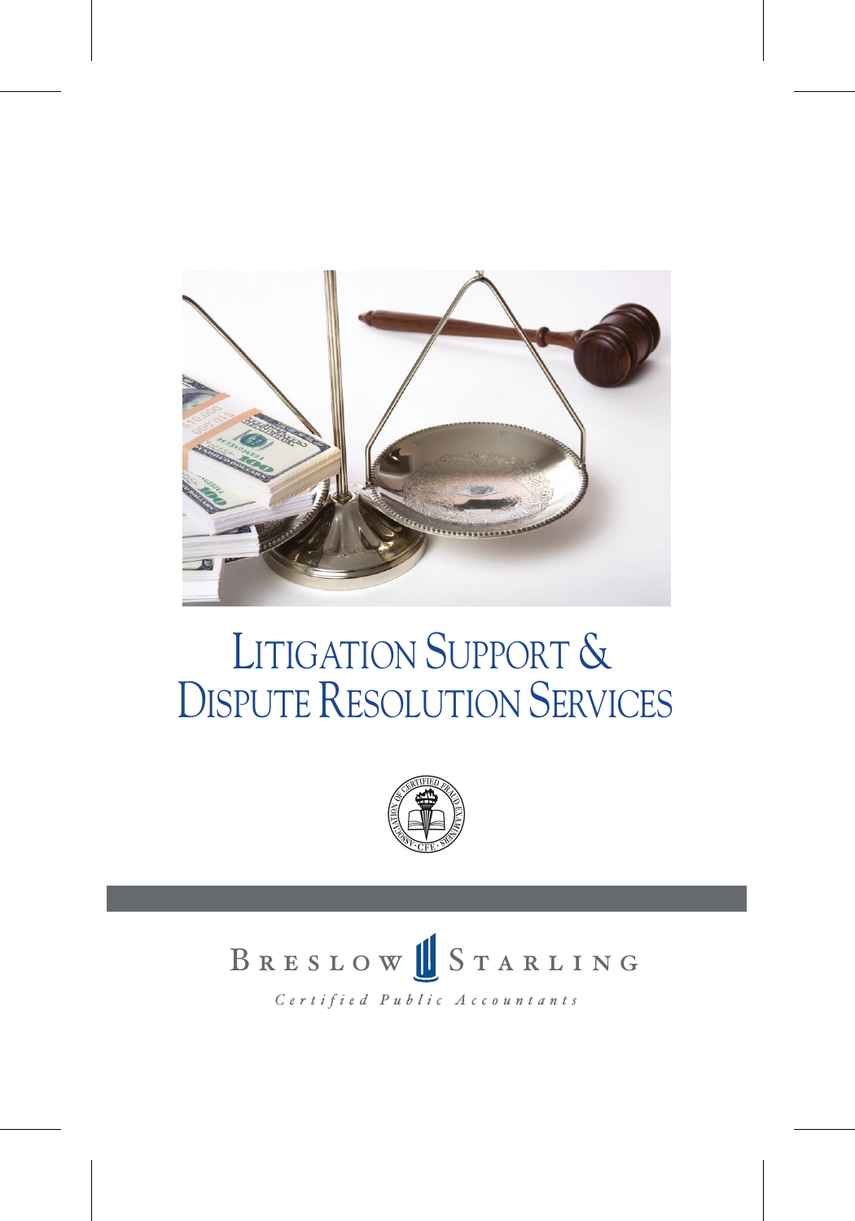# LITIGATION SUPPORT & DISPUTE RESOLUTION SERVICES

BRESLOW STARLING

*Certified Public Accountants*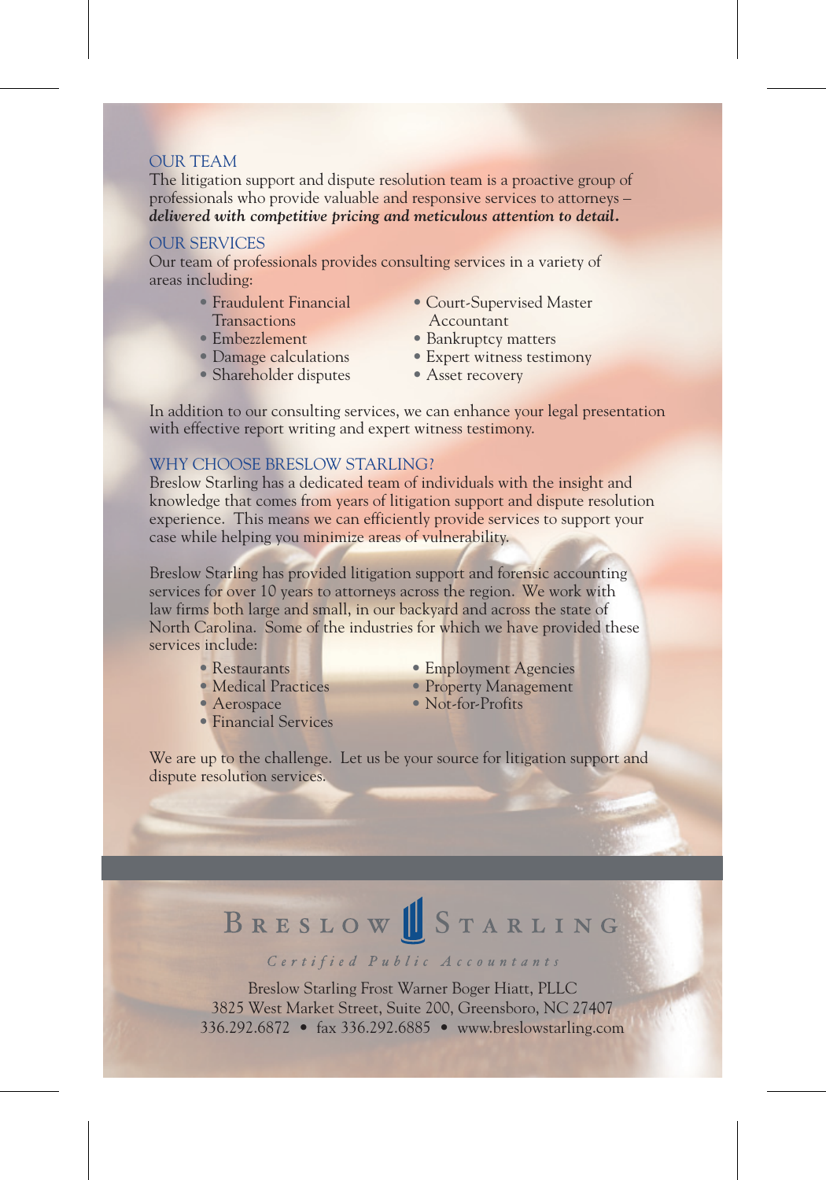## OUR TEAM

The litigation support and dispute resolution team is a proactive group of professionals who provide valuable and responsive services to attorneys – ***delivered with competitive pricing and meticulous attention to detail.***

## OUR SERVICES

Our team of professionals provides consulting services in a variety of areas including:

- Fraudulent Financial Transactions
- Embezzlement
- Damage calculations
- Shareholder disputes
- Court-Supervised Master Accountant
- Bankruptcy matters
- Expert witness testimony
- Asset recovery

In addition to our consulting services, we can enhance your legal presentation with effective report writing and expert witness testimony.

## WHY CHOOSE BRESLOW STARLING?

Breslow Starling has a dedicated team of individuals with the insight and knowledge that comes from years of litigation support and dispute resolution experience. This means we can efficiently provide services to support your case while helping you minimize areas of vulnerability.

Breslow Starling has provided litigation support and forensic accounting services for over 10 years to attorneys across the region. We work with law firms both large and small, in our backyard and across the state of North Carolina. Some of the industries for which we have provided these services include:

- Restaurants
- Medical Practices
- Aerospace
- Financial Services
- Employment Agencies
- Property Management
- Not-for-Profits

We are up to the challenge. Let us be your source for litigation support and dispute resolution services.

BRESLOW STARLING

*Certified Public Accountants*

Breslow Starling Frost Warner Boger Hiatt, PLLC
3825 West Market Street, Suite 200, Greensboro, NC 27407
336.292.6872 • fax 336.292.6885 • www.breslowstarling.com